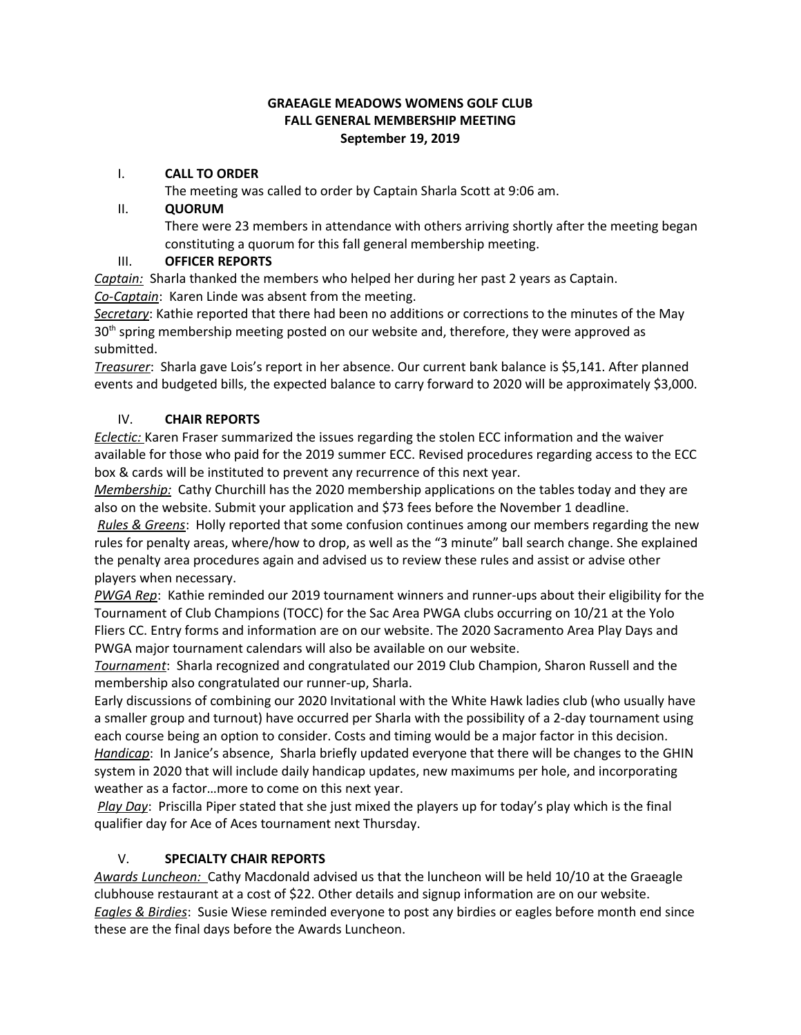# GRAEAGLE MEADOWS WOMENS GOLF CLUB
## FALL GENERAL MEMBERSHIP MEETING
### September 19, 2019

I. **CALL TO ORDER**

The meeting was called to order by Captain Sharla Scott at 9:06 am.

II. **QUORUM**

There were 23 members in attendance with others arriving shortly after the meeting began constituting a quorum for this fall general membership meeting.

III. **OFFICER REPORTS**

*Captain:* Sharla thanked the members who helped her during her past 2 years as Captain.

*Co-Captain*: Karen Linde was absent from the meeting.

*Secretary*: Kathie reported that there had been no additions or corrections to the minutes of the May 30th spring membership meeting posted on our website and, therefore, they were approved as submitted.

*Treasurer*: Sharla gave Lois's report in her absence. Our current bank balance is $5,141. After planned events and budgeted bills, the expected balance to carry forward to 2020 will be approximately $3,000.

IV. **CHAIR REPORTS**

*Eclectic:* Karen Fraser summarized the issues regarding the stolen ECC information and the waiver available for those who paid for the 2019 summer ECC. Revised procedures regarding access to the ECC box & cards will be instituted to prevent any recurrence of this next year.

*Membership:* Cathy Churchill has the 2020 membership applications on the tables today and they are also on the website. Submit your application and $73 fees before the November 1 deadline.

*Rules & Greens*: Holly reported that some confusion continues among our members regarding the new rules for penalty areas, where/how to drop, as well as the "3 minute" ball search change. She explained the penalty area procedures again and advised us to review these rules and assist or advise other players when necessary.

*PWGA Rep*: Kathie reminded our 2019 tournament winners and runner-ups about their eligibility for the Tournament of Club Champions (TOCC) for the Sac Area PWGA clubs occurring on 10/21 at the Yolo Fliers CC. Entry forms and information are on our website. The 2020 Sacramento Area Play Days and PWGA major tournament calendars will also be available on our website.

*Tournament*: Sharla recognized and congratulated our 2019 Club Champion, Sharon Russell and the membership also congratulated our runner-up, Sharla.

Early discussions of combining our 2020 Invitational with the White Hawk ladies club (who usually have a smaller group and turnout) have occurred per Sharla with the possibility of a 2-day tournament using each course being an option to consider. Costs and timing would be a major factor in this decision.

*Handicap*: In Janice's absence, Sharla briefly updated everyone that there will be changes to the GHIN system in 2020 that will include daily handicap updates, new maximums per hole, and incorporating weather as a factor…more to come on this next year.

*Play Day*: Priscilla Piper stated that she just mixed the players up for today's play which is the final qualifier day for Ace of Aces tournament next Thursday.

V. **SPECIALTY CHAIR REPORTS**

*Awards Luncheon:* Cathy Macdonald advised us that the luncheon will be held 10/10 at the Graeagle clubhouse restaurant at a cost of $22. Other details and signup information are on our website.

*Eagles & Birdies*: Susie Wiese reminded everyone to post any birdies or eagles before month end since these are the final days before the Awards Luncheon.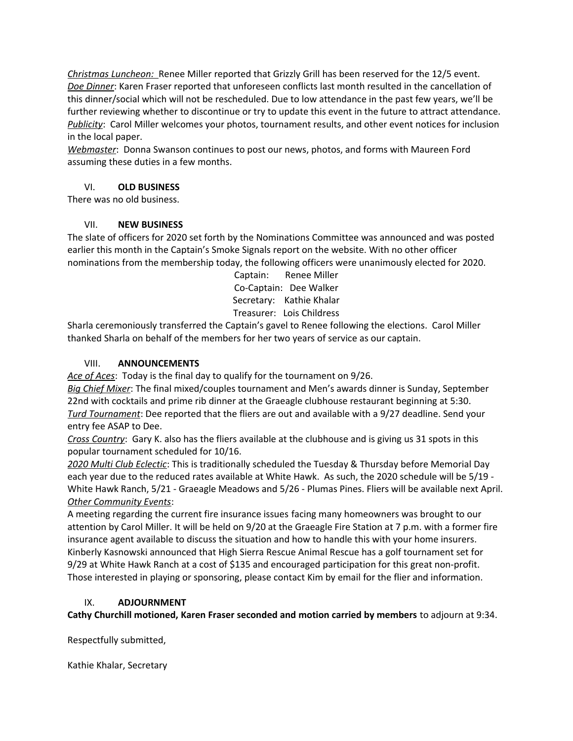*Christmas Luncheon:* Renee Miller reported that Grizzly Grill has been reserved for the 12/5 event.
*Doe Dinner*: Karen Fraser reported that unforeseen conflicts last month resulted in the cancellation of this dinner/social which will not be rescheduled. Due to low attendance in the past few years, we'll be further reviewing whether to discontinue or try to update this event in the future to attract attendance.
*Publicity*: Carol Miller welcomes your photos, tournament results, and other event notices for inclusion in the local paper.
*Webmaster*: Donna Swanson continues to post our news, photos, and forms with Maureen Ford assuming these duties in a few months.

## VI. OLD BUSINESS

There was no old business.

## VII. NEW BUSINESS

The slate of officers for 2020 set forth by the Nominations Committee was announced and was posted earlier this month in the Captain's Smoke Signals report on the website. With no other officer nominations from the membership today, the following officers were unanimously elected for 2020.

Captain: Renee Miller
Co-Captain: Dee Walker
Secretary: Kathie Khalar
Treasurer: Lois Childress

Sharla ceremoniously transferred the Captain's gavel to Renee following the elections. Carol Miller thanked Sharla on behalf of the members for her two years of service as our captain.

## VIII. ANNOUNCEMENTS

*Ace of Aces*: Today is the final day to qualify for the tournament on 9/26.
*Big Chief Mixer*: The final mixed/couples tournament and Men's awards dinner is Sunday, September 22nd with cocktails and prime rib dinner at the Graeagle clubhouse restaurant beginning at 5:30.
*Turd Tournament*: Dee reported that the fliers are out and available with a 9/27 deadline. Send your entry fee ASAP to Dee.
*Cross Country*: Gary K. also has the fliers available at the clubhouse and is giving us 31 spots in this popular tournament scheduled for 10/16.
*2020 Multi Club Eclectic*: This is traditionally scheduled the Tuesday & Thursday before Memorial Day each year due to the reduced rates available at White Hawk. As such, the 2020 schedule will be 5/19 - White Hawk Ranch, 5/21 - Graeagle Meadows and 5/26 - Plumas Pines. Fliers will be available next April.
*Other Community Events*:
A meeting regarding the current fire insurance issues facing many homeowners was brought to our attention by Carol Miller. It will be held on 9/20 at the Graeagle Fire Station at 7 p.m. with a former fire insurance agent available to discuss the situation and how to handle this with your home insurers.
Kinberly Kasnowski announced that High Sierra Rescue Animal Rescue has a golf tournament set for 9/29 at White Hawk Ranch at a cost of $135 and encouraged participation for this great non-profit. Those interested in playing or sponsoring, please contact Kim by email for the flier and information.

## IX. ADJOURNMENT

**Cathy Churchill motioned, Karen Fraser seconded and motion carried by members** to adjourn at 9:34.

Respectfully submitted,

Kathie Khalar, Secretary